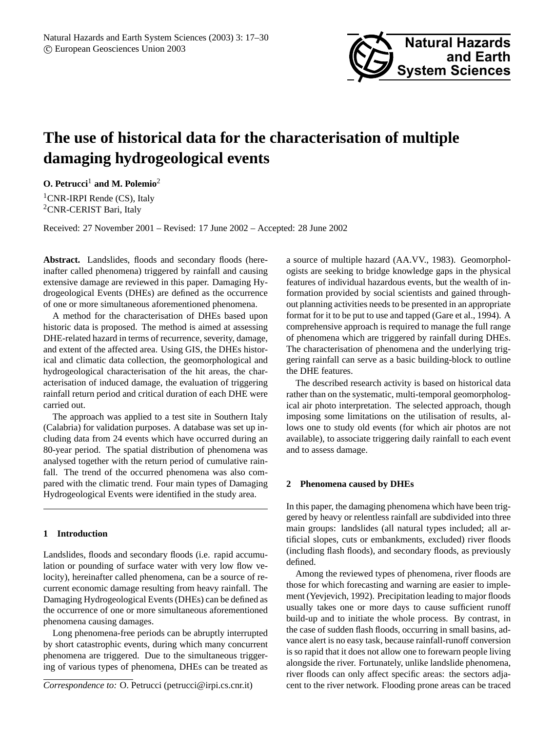# The use of historical data for the characterisation of multiple damaging hydrogeological events

**O. Petrucci**[1] **and M. Polemio**[2]

[1]CNR-IRPI Rende (CS), Italy
[2]CNR-CERIST Bari, Italy

Received: 27 November 2001 – Revised: 17 June 2002 – Accepted: 28 June 2002

**Abstract.** Landslides, floods and secondary floods (hereinafter called phenomena) triggered by rainfall and causing extensive damage are reviewed in this paper. Damaging Hydrogeological Events (DHEs) are defined as the occurrence of one or more simultaneous aforementioned phenomena.

A method for the characterisation of DHEs based upon historic data is proposed. The method is aimed at assessing DHE-related hazard in terms of recurrence, severity, damage, and extent of the affected area. Using GIS, the DHEs historical and climatic data collection, the geomorphological and hydrogeological characterisation of the hit areas, the characterisation of induced damage, the evaluation of triggering rainfall return period and critical duration of each DHE were carried out.

The approach was applied to a test site in Southern Italy (Calabria) for validation purposes. A database was set up including data from 24 events which have occurred during an 80-year period. The spatial distribution of phenomena was analysed together with the return period of cumulative rainfall. The trend of the occurred phenomena was also compared with the climatic trend. Four main types of Damaging Hydrogeological Events were identified in the study area.

## 1 Introduction

Landslides, floods and secondary floods (i.e. rapid accumulation or pounding of surface water with very low flow velocity), hereinafter called phenomena, can be a source of recurrent economic damage resulting from heavy rainfall. The Damaging Hydrogeological Events (DHEs) can be defined as the occurrence of one or more simultaneous aforementioned phenomena causing damages.

Long phenomena-free periods can be abruptly interrupted by short catastrophic events, during which many concurrent phenomena are triggered. Due to the simultaneous triggering of various types of phenomena, DHEs can be treated as a source of multiple hazard (AA.VV., 1983). Geomorphologists are seeking to bridge knowledge gaps in the physical features of individual hazardous events, but the wealth of information provided by social scientists and gained throughout planning activities needs to be presented in an appropriate format for it to be put to use and tapped (Gare et al., 1994). A comprehensive approach is required to manage the full range of phenomena which are triggered by rainfall during DHEs. The characterisation of phenomena and the underlying triggering rainfall can serve as a basic building-block to outline the DHE features.

The described research activity is based on historical data rather than on the systematic, multi-temporal geomorphological air photo interpretation. The selected approach, though imposing some limitations on the utilisation of results, allows one to study old events (for which air photos are not available), to associate triggering daily rainfall to each event and to assess damage.

*Correspondence to:* O. Petrucci (petrucci@irpi.cs.cnr.it)

## 2 Phenomena caused by DHEs

In this paper, the damaging phenomena which have been triggered by heavy or relentless rainfall are subdivided into three main groups: landslides (all natural types included; all artificial slopes, cuts or embankments, excluded) river floods (including flash floods), and secondary floods, as previously defined.

Among the reviewed types of phenomena, river floods are those for which forecasting and warning are easier to implement (Yevjevich, 1992). Precipitation leading to major floods usually takes one or more days to cause sufficient runoff build-up and to initiate the whole process. By contrast, in the case of sudden flash floods, occurring in small basins, advance alert is no easy task, because rainfall-runoff conversion is so rapid that it does not allow one to forewarn people living alongside the river. Fortunately, unlike landslide phenomena, river floods can only affect specific areas: the sectors adjacent to the river network. Flooding prone areas can be traced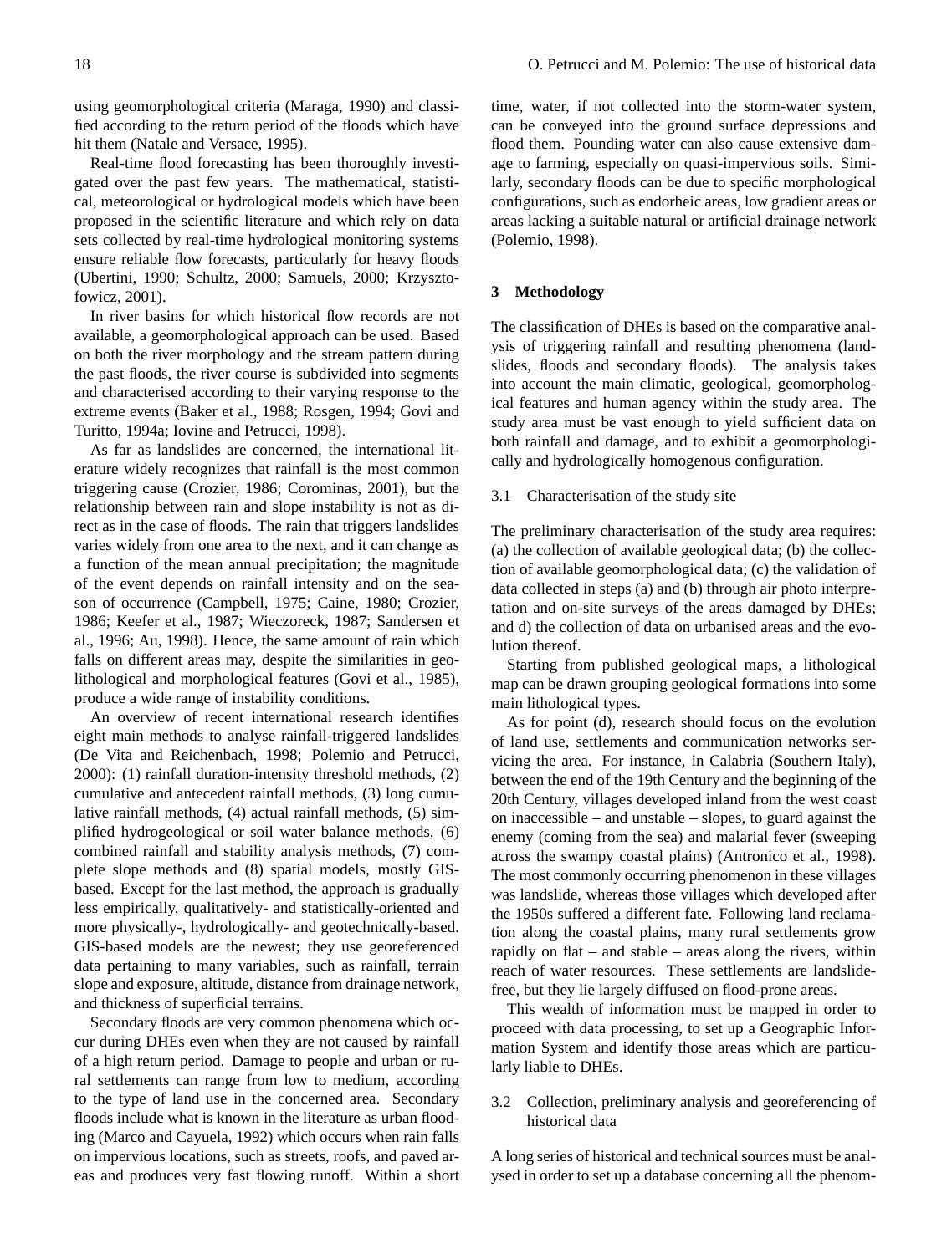using geomorphological criteria (Maraga, 1990) and classified according to the return period of the floods which have hit them (Natale and Versace, 1995).

Real-time flood forecasting has been thoroughly investigated over the past few years. The mathematical, statistical, meteorological or hydrological models which have been proposed in the scientific literature and which rely on data sets collected by real-time hydrological monitoring systems ensure reliable flow forecasts, particularly for heavy floods (Ubertini, 1990; Schultz, 2000; Samuels, 2000; Krzysztofowicz, 2001).

In river basins for which historical flow records are not available, a geomorphological approach can be used. Based on both the river morphology and the stream pattern during the past floods, the river course is subdivided into segments and characterised according to their varying response to the extreme events (Baker et al., 1988; Rosgen, 1994; Govi and Turitto, 1994a; Iovine and Petrucci, 1998).

As far as landslides are concerned, the international literature widely recognizes that rainfall is the most common triggering cause (Crozier, 1986; Corominas, 2001), but the relationship between rain and slope instability is not as direct as in the case of floods. The rain that triggers landslides varies widely from one area to the next, and it can change as a function of the mean annual precipitation; the magnitude of the event depends on rainfall intensity and on the season of occurrence (Campbell, 1975; Caine, 1980; Crozier, 1986; Keefer et al., 1987; Wieczoreck, 1987; Sandersen et al., 1996; Au, 1998). Hence, the same amount of rain which falls on different areas may, despite the similarities in geolithological and morphological features (Govi et al., 1985), produce a wide range of instability conditions.

An overview of recent international research identifies eight main methods to analyse rainfall-triggered landslides (De Vita and Reichenbach, 1998; Polemio and Petrucci, 2000): (1) rainfall duration-intensity threshold methods, (2) cumulative and antecedent rainfall methods, (3) long cumulative rainfall methods, (4) actual rainfall methods, (5) simplified hydrogeological or soil water balance methods, (6) combined rainfall and stability analysis methods, (7) complete slope methods and (8) spatial models, mostly GIS-based. Except for the last method, the approach is gradually less empirically, qualitatively- and statistically-oriented and more physically-, hydrologically- and geotechnically-based. GIS-based models are the newest; they use georeferenced data pertaining to many variables, such as rainfall, terrain slope and exposure, altitude, distance from drainage network, and thickness of superficial terrains.

Secondary floods are very common phenomena which occur during DHEs even when they are not caused by rainfall of a high return period. Damage to people and urban or rural settlements can range from low to medium, according to the type of land use in the concerned area. Secondary floods include what is known in the literature as urban flooding (Marco and Cayuela, 1992) which occurs when rain falls on impervious locations, such as streets, roofs, and paved areas and produces very fast flowing runoff. Within a short time, water, if not collected into the storm-water system, can be conveyed into the ground surface depressions and flood them. Pounding water can also cause extensive damage to farming, especially on quasi-impervious soils. Similarly, secondary floods can be due to specific morphological configurations, such as endorheic areas, low gradient areas or areas lacking a suitable natural or artificial drainage network (Polemio, 1998).

## 3 Methodology

The classification of DHEs is based on the comparative analysis of triggering rainfall and resulting phenomena (landslides, floods and secondary floods). The analysis takes into account the main climatic, geological, geomorphological features and human agency within the study area. The study area must be vast enough to yield sufficient data on both rainfall and damage, and to exhibit a geomorphologically and hydrologically homogenous configuration.

### 3.1 Characterisation of the study site

The preliminary characterisation of the study area requires: (a) the collection of available geological data; (b) the collection of available geomorphological data; (c) the validation of data collected in steps (a) and (b) through air photo interpretation and on-site surveys of the areas damaged by DHEs; and d) the collection of data on urbanised areas and the evolution thereof.

Starting from published geological maps, a lithological map can be drawn grouping geological formations into some main lithological types.

As for point (d), research should focus on the evolution of land use, settlements and communication networks servicing the area. For instance, in Calabria (Southern Italy), between the end of the 19th Century and the beginning of the 20th Century, villages developed inland from the west coast on inaccessible – and unstable – slopes, to guard against the enemy (coming from the sea) and malarial fever (sweeping across the swampy coastal plains) (Antronico et al., 1998). The most commonly occurring phenomenon in these villages was landslide, whereas those villages which developed after the 1950s suffered a different fate. Following land reclamation along the coastal plains, many rural settlements grow rapidly on flat – and stable – areas along the rivers, within reach of water resources. These settlements are landslide-free, but they lie largely diffused on flood-prone areas.

This wealth of information must be mapped in order to proceed with data processing, to set up a Geographic Information System and identify those areas which are particularly liable to DHEs.

### 3.2 Collection, preliminary analysis and georeferencing of historical data

A long series of historical and technical sources must be analysed in order to set up a database concerning all the phenom-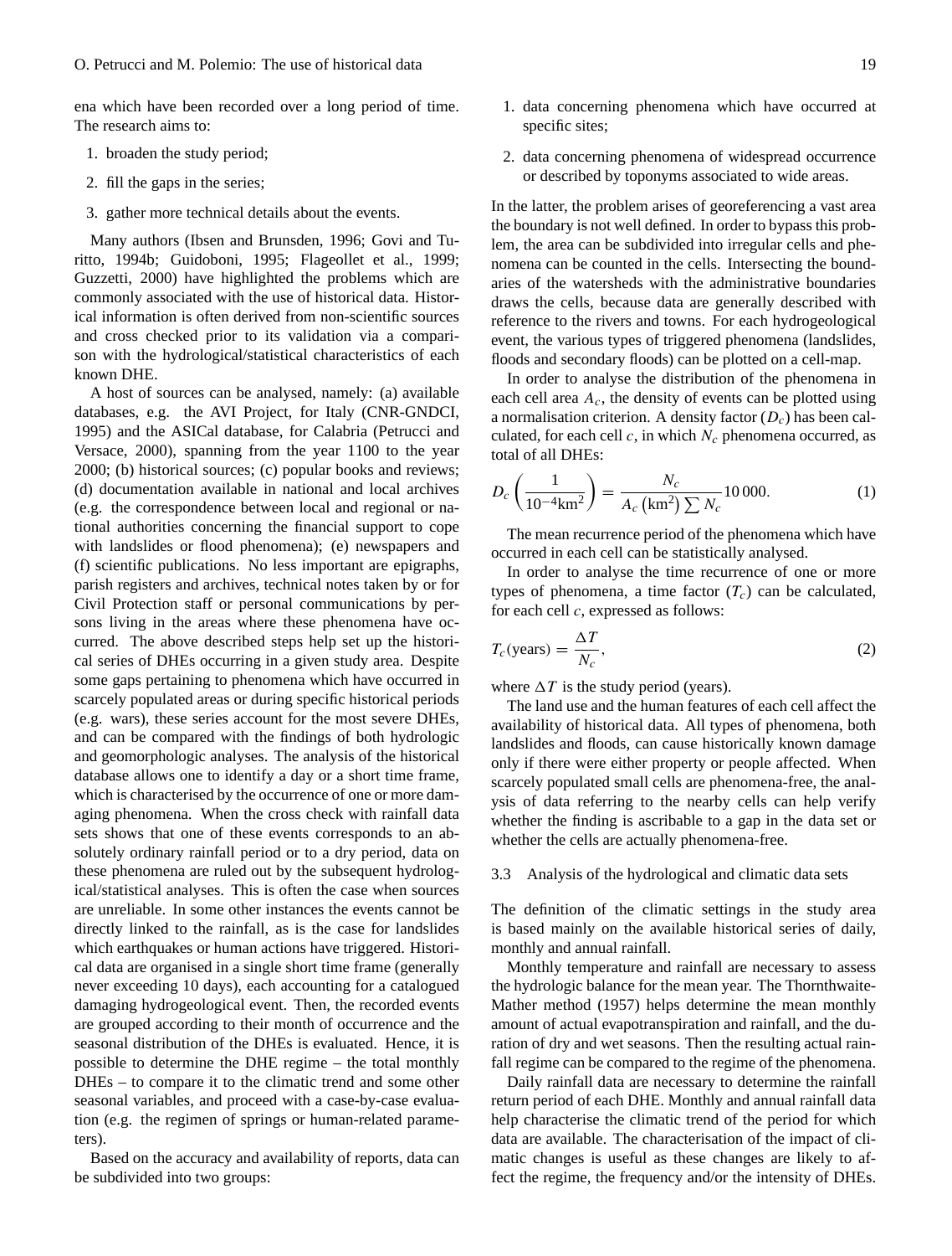ena which have been recorded over a long period of time. The research aims to:

1. broaden the study period;
2. fill the gaps in the series;
3. gather more technical details about the events.

Many authors (Ibsen and Brunsden, 1996; Govi and Turitto, 1994b; Guidoboni, 1995; Flageollet et al., 1999; Guzzetti, 2000) have highlighted the problems which are commonly associated with the use of historical data. Historical information is often derived from non-scientific sources and cross checked prior to its validation via a comparison with the hydrological/statistical characteristics of each known DHE.

A host of sources can be analysed, namely: (a) available databases, e.g. the AVI Project, for Italy (CNR-GNDCI, 1995) and the ASICal database, for Calabria (Petrucci and Versace, 2000), spanning from the year 1100 to the year 2000; (b) historical sources; (c) popular books and reviews; (d) documentation available in national and local archives (e.g. the correspondence between local and regional or national authorities concerning the financial support to cope with landslides or flood phenomena); (e) newspapers and (f) scientific publications. No less important are epigraphs, parish registers and archives, technical notes taken by or for Civil Protection staff or personal communications by persons living in the areas where these phenomena have occurred. The above described steps help set up the historical series of DHEs occurring in a given study area. Despite some gaps pertaining to phenomena which have occurred in scarcely populated areas or during specific historical periods (e.g. wars), these series account for the most severe DHEs, and can be compared with the findings of both hydrologic and geomorphologic analyses. The analysis of the historical database allows one to identify a day or a short time frame, which is characterised by the occurrence of one or more damaging phenomena. When the cross check with rainfall data sets shows that one of these events corresponds to an absolutely ordinary rainfall period or to a dry period, data on these phenomena are ruled out by the subsequent hydrological/statistical analyses. This is often the case when sources are unreliable. In some other instances the events cannot be directly linked to the rainfall, as is the case for landslides which earthquakes or human actions have triggered. Historical data are organised in a single short time frame (generally never exceeding 10 days), each accounting for a catalogued damaging hydrogeological event. Then, the recorded events are grouped according to their month of occurrence and the seasonal distribution of the DHEs is evaluated. Hence, it is possible to determine the DHE regime – the total monthly DHEs – to compare it to the climatic trend and some other seasonal variables, and proceed with a case-by-case evaluation (e.g. the regimen of springs or human-related parameters).

Based on the accuracy and availability of reports, data can be subdivided into two groups:

1. data concerning phenomena which have occurred at specific sites;
2. data concerning phenomena of widespread occurrence or described by toponyms associated to wide areas.

In the latter, the problem arises of georeferencing a vast area the boundary is not well defined. In order to bypass this problem, the area can be subdivided into irregular cells and phenomena can be counted in the cells. Intersecting the boundaries of the watersheds with the administrative boundaries draws the cells, because data are generally described with reference to the rivers and towns. For each hydrogeological event, the various types of triggered phenomena (landslides, floods and secondary floods) can be plotted on a cell-map.

In order to analyse the distribution of the phenomena in each cell area $A_c$, the density of events can be plotted using a normalisation criterion. A density factor ($D_c$) has been calculated, for each cell $c$, in which $N_c$ phenomena occurred, as total of all DHEs:

$$D_c\left(\frac{1}{10^{-4}\mathrm{km}^2}\right) = \frac{N_c}{A_c\left(\mathrm{km}^2\right)\sum N_c} 10\,000. \tag{1}$$

The mean recurrence period of the phenomena which have occurred in each cell can be statistically analysed.

In order to analyse the time recurrence of one or more types of phenomena, a time factor ($T_c$) can be calculated, for each cell $c$, expressed as follows:

$$T_c(\mathrm{years}) = \frac{\Delta T}{N_c}, \tag{2}$$

where $\Delta T$ is the study period (years).

The land use and the human features of each cell affect the availability of historical data. All types of phenomena, both landslides and floods, can cause historically known damage only if there were either property or people affected. When scarcely populated small cells are phenomena-free, the analysis of data referring to the nearby cells can help verify whether the finding is ascribable to a gap in the data set or whether the cells are actually phenomena-free.

### 3.3 Analysis of the hydrological and climatic data sets

The definition of the climatic settings in the study area is based mainly on the available historical series of daily, monthly and annual rainfall.

Monthly temperature and rainfall are necessary to assess the hydrologic balance for the mean year. The Thornthwaite-Mather method (1957) helps determine the mean monthly amount of actual evapotranspiration and rainfall, and the duration of dry and wet seasons. Then the resulting actual rainfall regime can be compared to the regime of the phenomena.

Daily rainfall data are necessary to determine the rainfall return period of each DHE. Monthly and annual rainfall data help characterise the climatic trend of the period for which data are available. The characterisation of the impact of climatic changes is useful as these changes are likely to affect the regime, the frequency and/or the intensity of DHEs.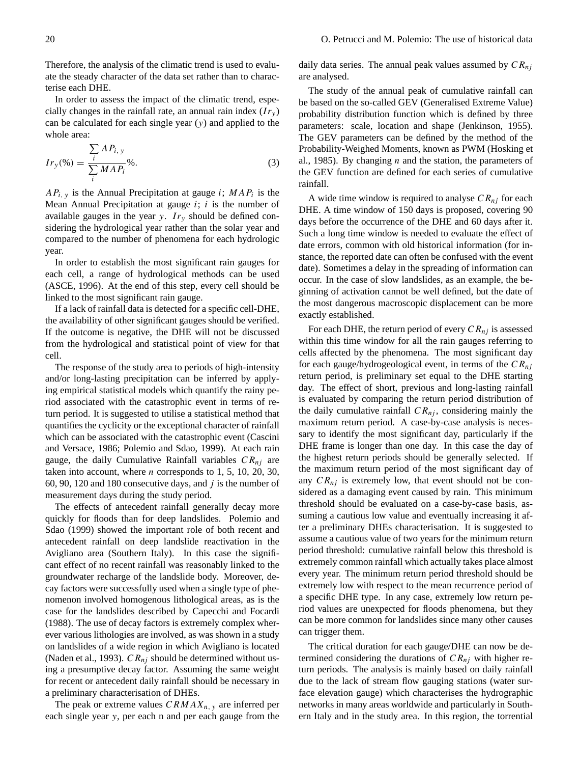Therefore, the analysis of the climatic trend is used to evaluate the steady character of the data set rather than to characterise each DHE.

In order to assess the impact of the climatic trend, especially changes in the rainfall rate, an annual rain index ($Ir_y$) can be calculated for each single year ($y$) and applied to the whole area:

$$Ir_y(\%) = \frac{\sum_i AP_{i,\,y}}{\sum_i MAP_i}\%. \tag{3}$$

$AP_{i,\,y}$ is the Annual Precipitation at gauge $i$; $MAP_i$ is the Mean Annual Precipitation at gauge $i$; $i$ is the number of available gauges in the year $y$. $Ir_y$ should be defined considering the hydrological year rather than the solar year and compared to the number of phenomena for each hydrologic year.

In order to establish the most significant rain gauges for each cell, a range of hydrological methods can be used (ASCE, 1996). At the end of this step, every cell should be linked to the most significant rain gauge.

If a lack of rainfall data is detected for a specific cell-DHE, the availability of other significant gauges should be verified. If the outcome is negative, the DHE will not be discussed from the hydrological and statistical point of view for that cell.

The response of the study area to periods of high-intensity and/or long-lasting precipitation can be inferred by applying empirical statistical models which quantify the rainy period associated with the catastrophic event in terms of return period. It is suggested to utilise a statistical method that quantifies the cyclicity or the exceptional character of rainfall which can be associated with the catastrophic event (Cascini and Versace, 1986; Polemio and Sdao, 1999). At each rain gauge, the daily Cumulative Rainfall variables $CR_{nj}$ are taken into account, where $n$ corresponds to 1, 5, 10, 20, 30, 60, 90, 120 and 180 consecutive days, and $j$ is the number of measurement days during the study period.

The effects of antecedent rainfall generally decay more quickly for floods than for deep landslides. Polemio and Sdao (1999) showed the important role of both recent and antecedent rainfall on deep landslide reactivation in the Avigliano area (Southern Italy). In this case the significant effect of no recent rainfall was reasonably linked to the groundwater recharge of the landslide body. Moreover, decay factors were successfully used when a single type of phenomenon involved homogenous lithological areas, as is the case for the landslides described by Capecchi and Focardi (1988). The use of decay factors is extremely complex wherever various lithologies are involved, as was shown in a study on landslides of a wide region in which Avigliano is located (Naden et al., 1993). $CR_{nj}$ should be determined without using a presumptive decay factor. Assuming the same weight for recent or antecedent daily rainfall should be necessary in a preliminary characterisation of DHEs.

The peak or extreme values $CRMAX_{n,\,y}$ are inferred per each single year $y$, per each n and per each gauge from the daily data series. The annual peak values assumed by $CR_{nj}$ are analysed.

The study of the annual peak of cumulative rainfall can be based on the so-called GEV (Generalised Extreme Value) probability distribution function which is defined by three parameters: scale, location and shape (Jenkinson, 1955). The GEV parameters can be defined by the method of the Probability-Weighed Moments, known as PWM (Hosking et al., 1985). By changing $n$ and the station, the parameters of the GEV function are defined for each series of cumulative rainfall.

A wide time window is required to analyse $CR_{nj}$ for each DHE. A time window of 150 days is proposed, covering 90 days before the occurrence of the DHE and 60 days after it. Such a long time window is needed to evaluate the effect of date errors, common with old historical information (for instance, the reported date can often be confused with the event date). Sometimes a delay in the spreading of information can occur. In the case of slow landslides, as an example, the beginning of activation cannot be well defined, but the date of the most dangerous macroscopic displacement can be more exactly established.

For each DHE, the return period of every $CR_{nj}$ is assessed within this time window for all the rain gauges referring to cells affected by the phenomena. The most significant day for each gauge/hydrogeological event, in terms of the $CR_{nj}$ return period, is preliminary set equal to the DHE starting day. The effect of short, previous and long-lasting rainfall is evaluated by comparing the return period distribution of the daily cumulative rainfall $CR_{nj}$, considering mainly the maximum return period. A case-by-case analysis is necessary to identify the most significant day, particularly if the DHE frame is longer than one day. In this case the day of the highest return periods should be generally selected. If the maximum return period of the most significant day of any $CR_{nj}$ is extremely low, that event should not be considered as a damaging event caused by rain. This minimum threshold should be evaluated on a case-by-case basis, assuming a cautious low value and eventually increasing it after a preliminary DHEs characterisation. It is suggested to assume a cautious value of two years for the minimum return period threshold: cumulative rainfall below this threshold is extremely common rainfall which actually takes place almost every year. The minimum return period threshold should be extremely low with respect to the mean recurrence period of a specific DHE type. In any case, extremely low return period values are unexpected for floods phenomena, but they can be more common for landslides since many other causes can trigger them.

The critical duration for each gauge/DHE can now be determined considering the durations of $CR_{nj}$ with higher return periods. The analysis is mainly based on daily rainfall due to the lack of stream flow gauging stations (water surface elevation gauge) which characterises the hydrographic networks in many areas worldwide and particularly in Southern Italy and in the study area. In this region, the torrential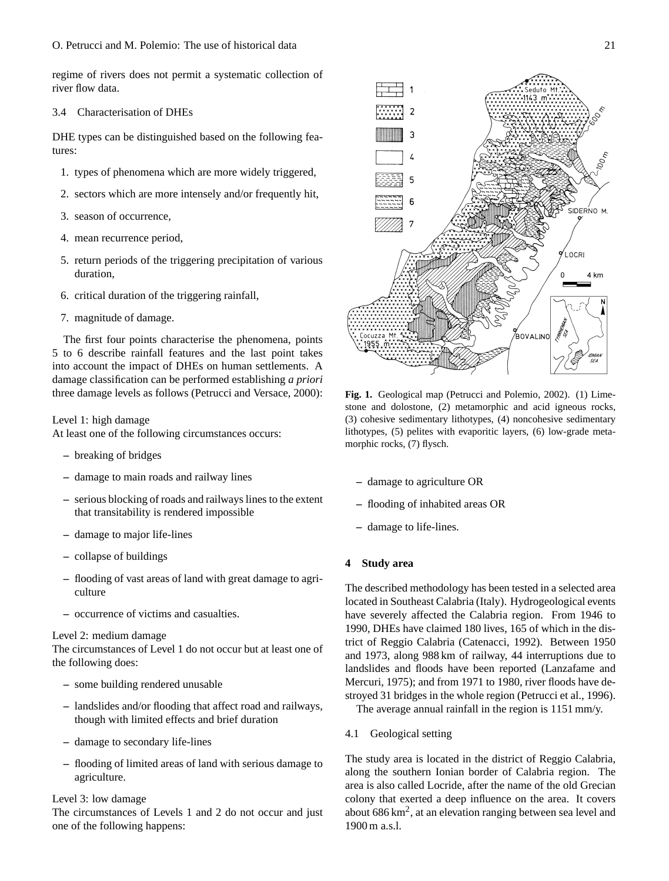regime of rivers does not permit a systematic collection of river flow data.

### 3.4 Characterisation of DHEs

DHE types can be distinguished based on the following features:

1. types of phenomena which are more widely triggered,
2. sectors which are more intensely and/or frequently hit,
3. season of occurrence,
4. mean recurrence period,
5. return periods of the triggering precipitation of various duration,
6. critical duration of the triggering rainfall,
7. magnitude of damage.

The first four points characterise the phenomena, points 5 to 6 describe rainfall features and the last point takes into account the impact of DHEs on human settlements. A damage classification can be performed establishing *a priori* three damage levels as follows (Petrucci and Versace, 2000):

Level 1: high damage
At least one of the following circumstances occurs:

- breaking of bridges
- damage to main roads and railway lines
- serious blocking of roads and railways lines to the extent that transitability is rendered impossible
- damage to major life-lines
- collapse of buildings
- flooding of vast areas of land with great damage to agriculture
- occurrence of victims and casualties.

Level 2: medium damage
The circumstances of Level 1 do not occur but at least one of the following does:

- some building rendered unusable
- landslides and/or flooding that affect road and railways, though with limited effects and brief duration
- damage to secondary life-lines
- flooding of limited areas of land with serious damage to agriculture.

Level 3: low damage
The circumstances of Levels 1 and 2 do not occur and just one of the following happens:

- damage to agriculture OR
- flooding of inhabited areas OR
- damage to life-lines.

**Fig. 1.** Geological map (Petrucci and Polemio, 2002). (1) Limestone and dolostone, (2) metamorphic and acid igneous rocks, (3) cohesive sedimentary lithotypes, (4) noncohesive sedimentary lithotypes, (5) pelites with evaporitic layers, (6) low-grade metamorphic rocks, (7) flysch.

## 4 Study area

The described methodology has been tested in a selected area located in Southeast Calabria (Italy). Hydrogeological events have severely affected the Calabria region. From 1946 to 1990, DHEs have claimed 180 lives, 165 of which in the district of Reggio Calabria (Catenacci, 1992). Between 1950 and 1973, along 988 km of railway, 44 interruptions due to landslides and floods have been reported (Lanzafame and Mercuri, 1975); and from 1971 to 1980, river floods have destroyed 31 bridges in the whole region (Petrucci et al., 1996).

The average annual rainfall in the region is 1151 mm/y.

### 4.1 Geological setting

The study area is located in the district of Reggio Calabria, along the southern Ionian border of Calabria region. The area is also called Locride, after the name of the old Grecian colony that exerted a deep influence on the area. It covers about 686 km$^2$, at an elevation ranging between sea level and 1900 m a.s.l.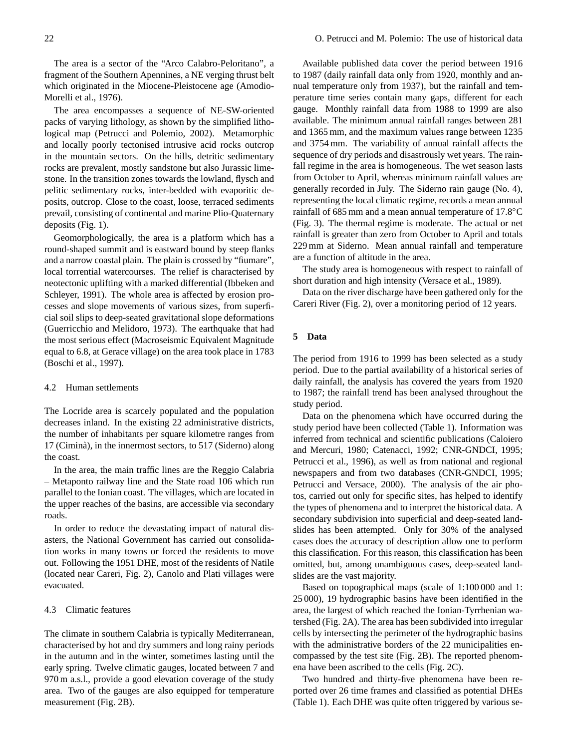The area is a sector of the "Arco Calabro-Peloritano", a fragment of the Southern Apennines, a NE verging thrust belt which originated in the Miocene-Pleistocene age (Amodio-Morelli et al., 1976).

The area encompasses a sequence of NE-SW-oriented packs of varying lithology, as shown by the simplified lithological map (Petrucci and Polemio, 2002). Metamorphic and locally poorly tectonised intrusive acid rocks outcrop in the mountain sectors. On the hills, detritic sedimentary rocks are prevalent, mostly sandstone but also Jurassic limestone. In the transition zones towards the lowland, flysch and pelitic sedimentary rocks, inter-bedded with evaporitic deposits, outcrop. Close to the coast, loose, terraced sediments prevail, consisting of continental and marine Plio-Quaternary deposits (Fig. 1).

Geomorphologically, the area is a platform which has a round-shaped summit and is eastward bound by steep flanks and a narrow coastal plain. The plain is crossed by "fiumare", local torrential watercourses. The relief is characterised by neotectonic uplifting with a marked differential (Ibbeken and Schleyer, 1991). The whole area is affected by erosion processes and slope movements of various sizes, from superficial soil slips to deep-seated gravitational slope deformations (Guerricchio and Melidoro, 1973). The earthquake that had the most serious effect (Macroseismic Equivalent Magnitude equal to 6.8, at Gerace village) on the area took place in 1783 (Boschi et al., 1997).

### 4.2 Human settlements

The Locride area is scarcely populated and the population decreases inland. In the existing 22 administrative districts, the number of inhabitants per square kilometre ranges from 17 (Ciminà), in the innermost sectors, to 517 (Siderno) along the coast.

In the area, the main traffic lines are the Reggio Calabria – Metaponto railway line and the State road 106 which run parallel to the Ionian coast. The villages, which are located in the upper reaches of the basins, are accessible via secondary roads.

In order to reduce the devastating impact of natural disasters, the National Government has carried out consolidation works in many towns or forced the residents to move out. Following the 1951 DHE, most of the residents of Natile (located near Careri, Fig. 2), Canolo and Plati villages were evacuated.

### 4.3 Climatic features

The climate in southern Calabria is typically Mediterranean, characterised by hot and dry summers and long rainy periods in the autumn and in the winter, sometimes lasting until the early spring. Twelve climatic gauges, located between 7 and 970 m a.s.l., provide a good elevation coverage of the study area. Two of the gauges are also equipped for temperature measurement (Fig. 2B).

Available published data cover the period between 1916 to 1987 (daily rainfall data only from 1920, monthly and annual temperature only from 1937), but the rainfall and temperature time series contain many gaps, different for each gauge. Monthly rainfall data from 1988 to 1999 are also available. The minimum annual rainfall ranges between 281 and 1365 mm, and the maximum values range between 1235 and 3754 mm. The variability of annual rainfall affects the sequence of dry periods and disastrously wet years. The rainfall regime in the area is homogeneous. The wet season lasts from October to April, whereas minimum rainfall values are generally recorded in July. The Siderno rain gauge (No. 4), representing the local climatic regime, records a mean annual rainfall of 685 mm and a mean annual temperature of 17.8°C (Fig. 3). The thermal regime is moderate. The actual or net rainfall is greater than zero from October to April and totals 229 mm at Siderno. Mean annual rainfall and temperature are a function of altitude in the area.

The study area is homogeneous with respect to rainfall of short duration and high intensity (Versace et al., 1989).

Data on the river discharge have been gathered only for the Careri River (Fig. 2), over a monitoring period of 12 years.

## 5 Data

The period from 1916 to 1999 has been selected as a study period. Due to the partial availability of a historical series of daily rainfall, the analysis has covered the years from 1920 to 1987; the rainfall trend has been analysed throughout the study period.

Data on the phenomena which have occurred during the study period have been collected (Table 1). Information was inferred from technical and scientific publications (Caloiero and Mercuri, 1980; Catenacci, 1992; CNR-GNDCI, 1995; Petrucci et al., 1996), as well as from national and regional newspapers and from two databases (CNR-GNDCI, 1995; Petrucci and Versace, 2000). The analysis of the air photos, carried out only for specific sites, has helped to identify the types of phenomena and to interpret the historical data. A secondary subdivision into superficial and deep-seated landslides has been attempted. Only for 30% of the analysed cases does the accuracy of description allow one to perform this classification. For this reason, this classification has been omitted, but, among unambiguous cases, deep-seated landslides are the vast majority.

Based on topographical maps (scale of 1:100 000 and 1: 25 000), 19 hydrographic basins have been identified in the area, the largest of which reached the Ionian-Tyrrhenian watershed (Fig. 2A). The area has been subdivided into irregular cells by intersecting the perimeter of the hydrographic basins with the administrative borders of the 22 municipalities encompassed by the test site (Fig. 2B). The reported phenomena have been ascribed to the cells (Fig. 2C).

Two hundred and thirty-five phenomena have been reported over 26 time frames and classified as potential DHEs (Table 1). Each DHE was quite often triggered by various se-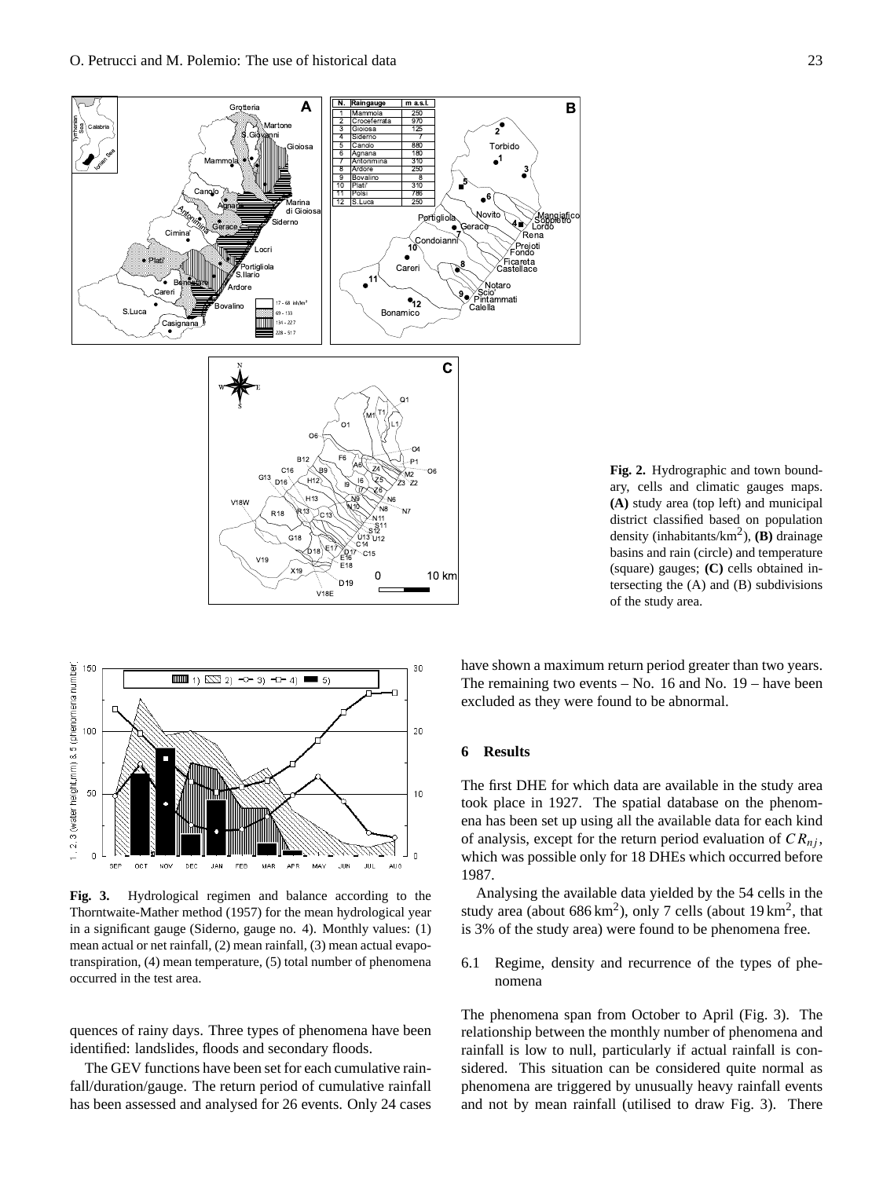**Fig. 2.** Hydrographic and town boundary, cells and climatic gauges maps. **(A)** study area (top left) and municipal district classified based on population density (inhabitants/km$^2$), **(B)** drainage basins and rain (circle) and temperature (square) gauges; **(C)** cells obtained intersecting the (A) and (B) subdivisions of the study area.

**Fig. 3.** Hydrological regimen and balance according to the Thorntwaite-Mather method (1957) for the mean hydrological year in a significant gauge (Siderno, gauge no. 4). Monthly values: (1) mean actual or net rainfall, (2) mean rainfall, (3) mean actual evapotranspiration, (4) mean temperature, (5) total number of phenomena occurred in the test area.

quences of rainy days. Three types of phenomena have been identified: landslides, floods and secondary floods.

The GEV functions have been set for each cumulative rainfall/duration/gauge. The return period of cumulative rainfall has been assessed and analysed for 26 events. Only 24 cases have shown a maximum return period greater than two years. The remaining two events – No. 16 and No. 19 – have been excluded as they were found to be abnormal.

## 6 Results

The first DHE for which data are available in the study area took place in 1927. The spatial database on the phenomena has been set up using all the available data for each kind of analysis, except for the return period evaluation of $CR_{nj}$, which was possible only for 18 DHEs which occurred before 1987.

Analysing the available data yielded by the 54 cells in the study area (about 686 km$^2$), only 7 cells (about 19 km$^2$, that is 3% of the study area) were found to be phenomena free.

### 6.1 Regime, density and recurrence of the types of phenomena

The phenomena span from October to April (Fig. 3). The relationship between the monthly number of phenomena and rainfall is low to null, particularly if actual rainfall is considered. This situation can be considered quite normal as phenomena are triggered by unusually heavy rainfall events and not by mean rainfall (utilised to draw Fig. 3). There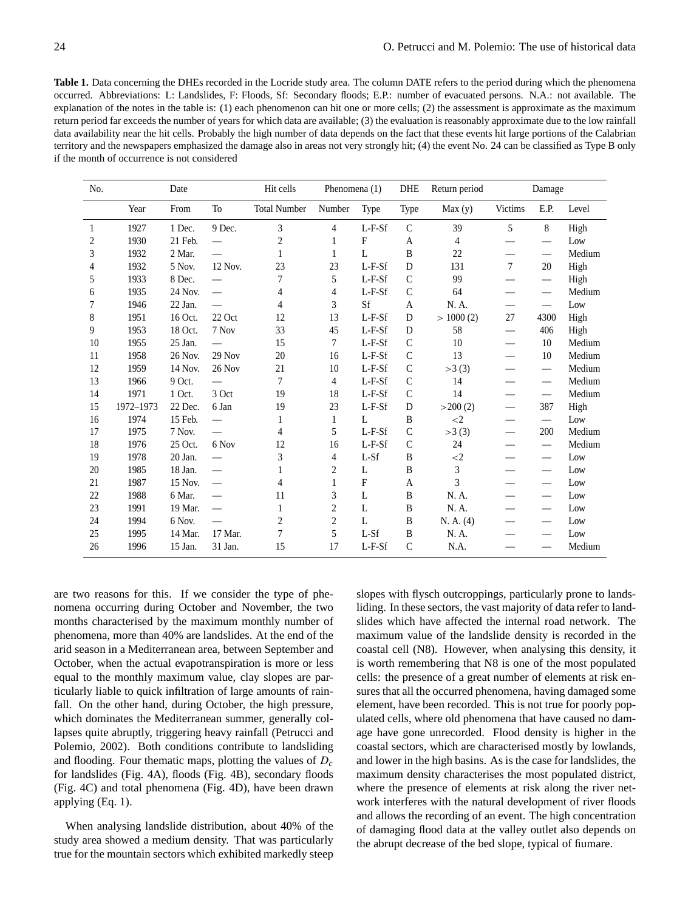**Table 1.** Data concerning the DHEs recorded in the Locride study area. The column DATE refers to the period during which the phenomena occurred. Abbreviations: L: Landslides, F: Floods, Sf: Secondary floods; E.P.: number of evacuated persons. N.A.: not available. The explanation of the notes in the table is: (1) each phenomenon can hit one or more cells; (2) the assessment is approximate as the maximum return period far exceeds the number of years for which data are available; (3) the evaluation is reasonably approximate due to the low rainfall data availability near the hit cells. Probably the high number of data depends on the fact that these events hit large portions of the Calabrian territory and the newspapers emphasized the damage also in areas not very strongly hit; (4) the event No. 24 can be classified as Type B only if the month of occurrence is not considered

| No. | Date | | | Hit cells | Phenomena (1) | | DHE | Return period | Damage | | |
|---|---|---|---|---|---|---|---|---|---|---|---|
| | Year | From | To | Total Number | Number | Type | Type | Max (y) | Victims | E.P. | Level |
| 1 | 1927 | 1 Dec. | 9 Dec. | 3 | 4 | L-F-Sf | C | 39 | 5 | 8 | High |
| 2 | 1930 | 21 Feb. | — | 2 | 1 | F | A | 4 | — | — | Low |
| 3 | 1932 | 2 Mar. | — | 1 | 1 | L | B | 22 | — | — | Medium |
| 4 | 1932 | 5 Nov. | 12 Nov. | 23 | 23 | L-F-Sf | D | 131 | 7 | 20 | High |
| 5 | 1933 | 8 Dec. | — | 7 | 5 | L-F-Sf | C | 99 | — | — | High |
| 6 | 1935 | 24 Nov. | — | 4 | 4 | L-F-Sf | C | 64 | — | — | Medium |
| 7 | 1946 | 22 Jan. | — | 4 | 3 | Sf | A | N. A. | — | — | Low |
| 8 | 1951 | 16 Oct. | 22 Oct | 12 | 13 | L-F-Sf | D | > 1000 (2) | 27 | 4300 | High |
| 9 | 1953 | 18 Oct. | 7 Nov | 33 | 45 | L-F-Sf | D | 58 | — | 406 | High |
| 10 | 1955 | 25 Jan. | — | 15 | 7 | L-F-Sf | C | 10 | — | 10 | Medium |
| 11 | 1958 | 26 Nov. | 29 Nov | 20 | 16 | L-F-Sf | C | 13 | — | 10 | Medium |
| 12 | 1959 | 14 Nov. | 26 Nov | 21 | 10 | L-F-Sf | C | >3 (3) | — | — | Medium |
| 13 | 1966 | 9 Oct. | — | 7 | 4 | L-F-Sf | C | 14 | — | — | Medium |
| 14 | 1971 | 1 Oct. | 3 Oct | 19 | 18 | L-F-Sf | C | 14 | — | — | Medium |
| 15 | 1972–1973 | 22 Dec. | 6 Jan | 19 | 23 | L-F-Sf | D | >200 (2) | — | 387 | High |
| 16 | 1974 | 15 Feb. | — | 1 | 1 | L | B | <2 | — | — | Low |
| 17 | 1975 | 7 Nov. | — | 4 | 5 | L-F-Sf | C | >3 (3) | — | 200 | Medium |
| 18 | 1976 | 25 Oct. | 6 Nov | 12 | 16 | L-F-Sf | C | 24 | — | — | Medium |
| 19 | 1978 | 20 Jan. | — | 3 | 4 | L-Sf | B | <2 | — | — | Low |
| 20 | 1985 | 18 Jan. | — | 1 | 2 | L | B | 3 | — | — | Low |
| 21 | 1987 | 15 Nov. | — | 4 | 1 | F | A | 3 | — | — | Low |
| 22 | 1988 | 6 Mar. | — | 11 | 3 | L | B | N. A. | — | — | Low |
| 23 | 1991 | 19 Mar. | — | 1 | 2 | L | B | N. A. | — | — | Low |
| 24 | 1994 | 6 Nov. | — | 2 | 2 | L | B | N. A. (4) | — | — | Low |
| 25 | 1995 | 14 Mar. | 17 Mar. | 7 | 5 | L-Sf | B | N. A. | — | — | Low |
| 26 | 1996 | 15 Jan. | 31 Jan. | 15 | 17 | L-F-Sf | C | N.A. | — | — | Medium |

are two reasons for this. If we consider the type of phenomena occurring during October and November, the two months characterised by the maximum monthly number of phenomena, more than 40% are landslides. At the end of the arid season in a Mediterranean area, between September and October, when the actual evapotranspiration is more or less equal to the monthly maximum value, clay slopes are particularly liable to quick infiltration of large amounts of rainfall. On the other hand, during October, the high pressure, which dominates the Mediterranean summer, generally collapses quite abruptly, triggering heavy rainfall (Petrucci and Polemio, 2002). Both conditions contribute to landsliding and flooding. Four thematic maps, plotting the values of $D_c$ for landslides (Fig. 4A), floods (Fig. 4B), secondary floods (Fig. 4C) and total phenomena (Fig. 4D), have been drawn applying (Eq. 1).

When analysing landslide distribution, about 40% of the study area showed a medium density. That was particularly true for the mountain sectors which exhibited markedly steep slopes with flysch outcroppings, particularly prone to landsliding. In these sectors, the vast majority of data refer to landslides which have affected the internal road network. The maximum value of the landslide density is recorded in the coastal cell (N8). However, when analysing this density, it is worth remembering that N8 is one of the most populated cells: the presence of a great number of elements at risk ensures that all the occurred phenomena, having damaged some element, have been recorded. This is not true for poorly populated cells, where old phenomena that have caused no damage have gone unrecorded. Flood density is higher in the coastal sectors, which are characterised mostly by lowlands, and lower in the high basins. As is the case for landslides, the maximum density characterises the most populated district, where the presence of elements at risk along the river network interferes with the natural development of river floods and allows the recording of an event. The high concentration of damaging flood data at the valley outlet also depends on the abrupt decrease of the bed slope, typical of fiumare.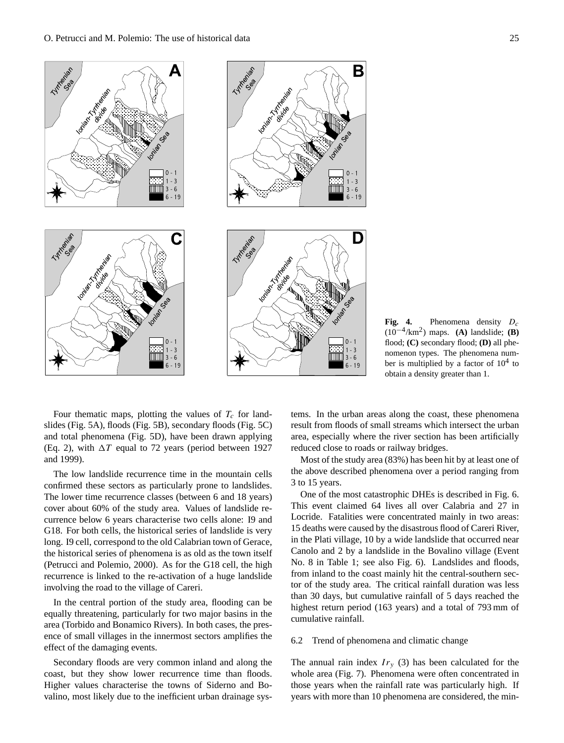**Fig. 4.** Phenomena density $D_c$ ($10^{-4}$/km$^2$) maps. **(A)** landslide; **(B)** flood; **(C)** secondary flood; **(D)** all phenomenon types. The phenomena number is multiplied by a factor of $10^4$ to obtain a density greater than 1.

Four thematic maps, plotting the values of $T_c$ for landslides (Fig. 5A), floods (Fig. 5B), secondary floods (Fig. 5C) and total phenomena (Fig. 5D), have been drawn applying (Eq. 2), with $\Delta T$ equal to 72 years (period between 1927 and 1999).

The low landslide recurrence time in the mountain cells confirmed these sectors as particularly prone to landslides. The lower time recurrence classes (between 6 and 18 years) cover about 60% of the study area. Values of landslide recurrence below 6 years characterise two cells alone: I9 and G18. For both cells, the historical series of landslide is very long. I9 cell, correspond to the old Calabrian town of Gerace, the historical series of phenomena is as old as the town itself (Petrucci and Polemio, 2000). As for the G18 cell, the high recurrence is linked to the re-activation of a huge landslide involving the road to the village of Careri.

In the central portion of the study area, flooding can be equally threatening, particularly for two major basins in the area (Torbido and Bonamico Rivers). In both cases, the presence of small villages in the innermost sectors amplifies the effect of the damaging events.

Secondary floods are very common inland and along the coast, but they show lower recurrence time than floods. Higher values characterise the towns of Siderno and Bovalino, most likely due to the inefficient urban drainage systems. In the urban areas along the coast, these phenomena result from floods of small streams which intersect the urban area, especially where the river section has been artificially reduced close to roads or railway bridges.

Most of the study area (83%) has been hit by at least one of the above described phenomena over a period ranging from 3 to 15 years.

One of the most catastrophic DHEs is described in Fig. 6. This event claimed 64 lives all over Calabria and 27 in Locride. Fatalities were concentrated mainly in two areas: 15 deaths were caused by the disastrous flood of Careri River, in the Plati village, 10 by a wide landslide that occurred near Canolo and 2 by a landslide in the Bovalino village (Event No. 8 in Table 1; see also Fig. 6). Landslides and floods, from inland to the coast mainly hit the central-southern sector of the study area. The critical rainfall duration was less than 30 days, but cumulative rainfall of 5 days reached the highest return period (163 years) and a total of 793 mm of cumulative rainfall.

### 6.2 Trend of phenomena and climatic change

The annual rain index $Ir_y$ (3) has been calculated for the whole area (Fig. 7). Phenomena were often concentrated in those years when the rainfall rate was particularly high. If years with more than 10 phenomena are considered, the min-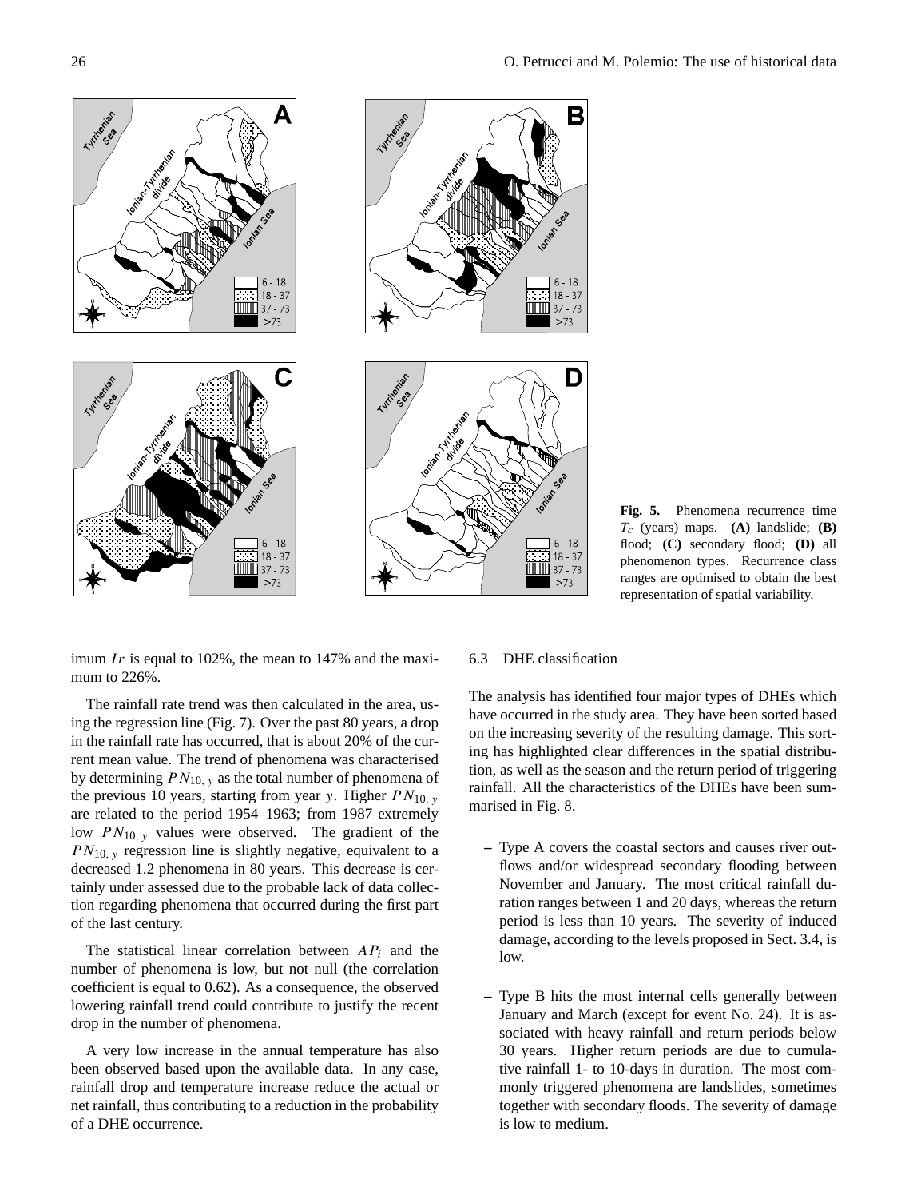**Fig. 5.** Phenomena recurrence time $T_c$ (years) maps. **(A)** landslide; **(B)** flood; **(C)** secondary flood; **(D)** all phenomenon types. Recurrence class ranges are optimised to obtain the best representation of spatial variability.

imum $Ir$ is equal to 102%, the mean to 147% and the maximum to 226%.

The rainfall rate trend was then calculated in the area, using the regression line (Fig. 7). Over the past 80 years, a drop in the rainfall rate has occurred, that is about 20% of the current mean value. The trend of phenomena was characterised by determining $PN_{10,\,y}$ as the total number of phenomena of the previous 10 years, starting from year $y$. Higher $PN_{10,\,y}$ are related to the period 1954–1963; from 1987 extremely low $PN_{10,\,y}$ values were observed. The gradient of the $PN_{10,\,y}$ regression line is slightly negative, equivalent to a decreased 1.2 phenomena in 80 years. This decrease is certainly under assessed due to the probable lack of data collection regarding phenomena that occurred during the first part of the last century.

The statistical linear correlation between $AP_i$ and the number of phenomena is low, but not null (the correlation coefficient is equal to 0.62). As a consequence, the observed lowering rainfall trend could contribute to justify the recent drop in the number of phenomena.

A very low increase in the annual temperature has also been observed based upon the available data. In any case, rainfall drop and temperature increase reduce the actual or net rainfall, thus contributing to a reduction in the probability of a DHE occurrence.

### 6.3 DHE classification

The analysis has identified four major types of DHEs which have occurred in the study area. They have been sorted based on the increasing severity of the resulting damage. This sorting has highlighted clear differences in the spatial distribution, as well as the season and the return period of triggering rainfall. All the characteristics of the DHEs have been summarised in Fig. 8.

- Type A covers the coastal sectors and causes river outflows and/or widespread secondary flooding between November and January. The most critical rainfall duration ranges between 1 and 20 days, whereas the return period is less than 10 years. The severity of induced damage, according to the levels proposed in Sect. 3.4, is low.

- Type B hits the most internal cells generally between January and March (except for event No. 24). It is associated with heavy rainfall and return periods below 30 years. Higher return periods are due to cumulative rainfall 1- to 10-days in duration. The most commonly triggered phenomena are landslides, sometimes together with secondary floods. The severity of damage is low to medium.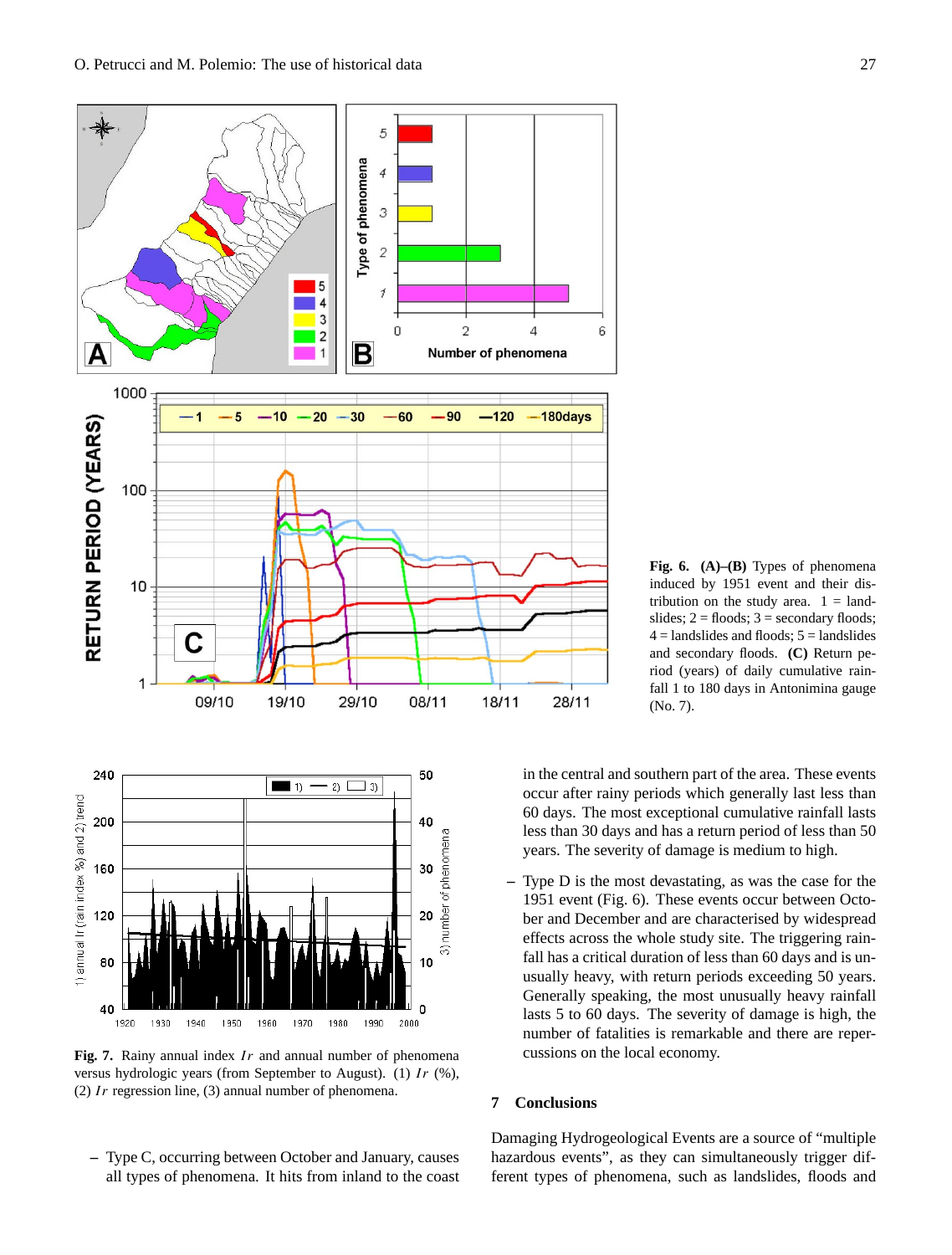**Fig. 6.** **(A)–(B)** Types of phenomena induced by 1951 event and their distribution on the study area. 1 = landslides; 2 = floods; 3 = secondary floods; 4 = landslides and floods; 5 = landslides and secondary floods. **(C)** Return period (years) of daily cumulative rainfall 1 to 180 days in Antonimina gauge (No. 7).

**Fig. 7.** Rainy annual index $Ir$ and annual number of phenomena versus hydrologic years (from September to August). (1) $Ir$ (%), (2) $Ir$ regression line, (3) annual number of phenomena.

– Type C, occurring between October and January, causes all types of phenomena. It hits from inland to the coast in the central and southern part of the area. These events occur after rainy periods which generally last less than 60 days. The most exceptional cumulative rainfall lasts less than 30 days and has a return period of less than 50 years. The severity of damage is medium to high.

– Type D is the most devastating, as was the case for the 1951 event (Fig. 6). These events occur between October and December and are characterised by widespread effects across the whole study site. The triggering rainfall has a critical duration of less than 60 days and is unusually heavy, with return periods exceeding 50 years. Generally speaking, the most unusually heavy rainfall lasts 5 to 60 days. The severity of damage is high, the number of fatalities is remarkable and there are repercussions on the local economy.

## 7 Conclusions

Damaging Hydrogeological Events are a source of "multiple hazardous events", as they can simultaneously trigger different types of phenomena, such as landslides, floods and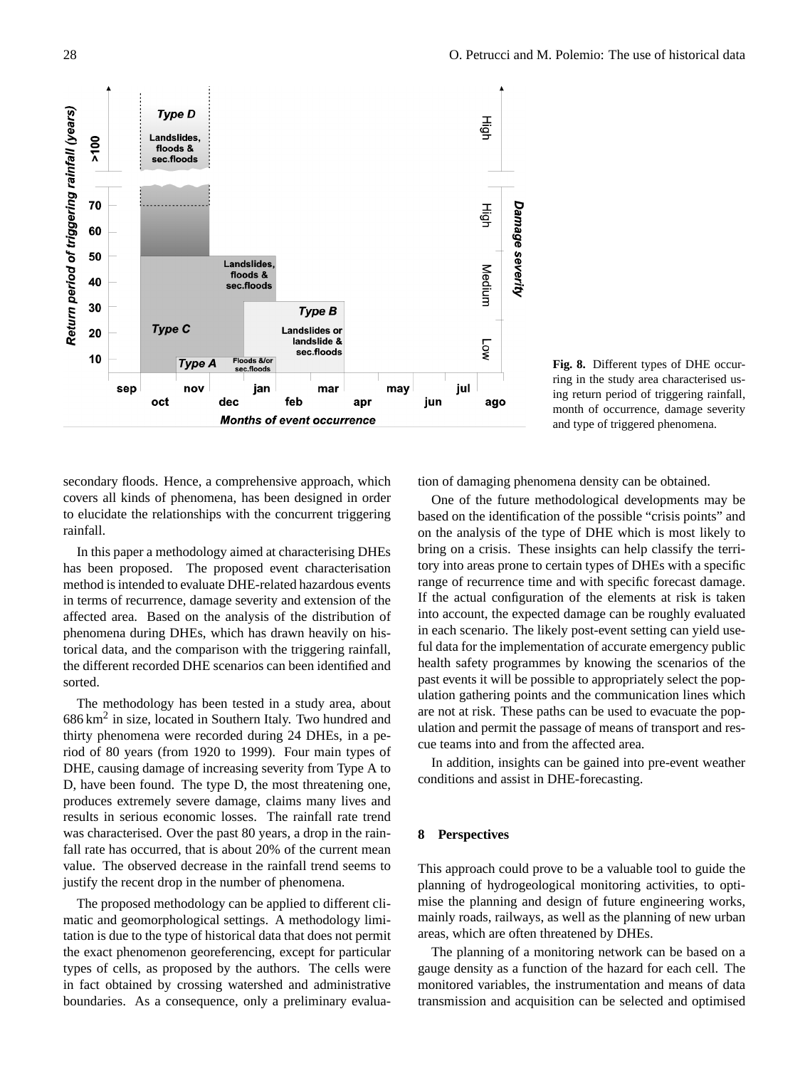**Fig. 8.** Different types of DHE occurring in the study area characterised using return period of triggering rainfall, month of occurrence, damage severity and type of triggered phenomena.

secondary floods. Hence, a comprehensive approach, which covers all kinds of phenomena, has been designed in order to elucidate the relationships with the concurrent triggering rainfall.

In this paper a methodology aimed at characterising DHEs has been proposed. The proposed event characterisation method is intended to evaluate DHE-related hazardous events in terms of recurrence, damage severity and extension of the affected area. Based on the analysis of the distribution of phenomena during DHEs, which has drawn heavily on historical data, and the comparison with the triggering rainfall, the different recorded DHE scenarios can been identified and sorted.

The methodology has been tested in a study area, about 686 $km^2$ in size, located in Southern Italy. Two hundred and thirty phenomena were recorded during 24 DHEs, in a period of 80 years (from 1920 to 1999). Four main types of DHE, causing damage of increasing severity from Type A to D, have been found. The type D, the most threatening one, produces extremely severe damage, claims many lives and results in serious economic losses. The rainfall rate trend was characterised. Over the past 80 years, a drop in the rainfall rate has occurred, that is about 20% of the current mean value. The observed decrease in the rainfall trend seems to justify the recent drop in the number of phenomena.

The proposed methodology can be applied to different climatic and geomorphological settings. A methodology limitation is due to the type of historical data that does not permit the exact phenomenon georeferencing, except for particular types of cells, as proposed by the authors. The cells were in fact obtained by crossing watershed and administrative boundaries. As a consequence, only a preliminary evaluation of damaging phenomena density can be obtained.

One of the future methodological developments may be based on the identification of the possible "crisis points" and on the analysis of the type of DHE which is most likely to bring on a crisis. These insights can help classify the territory into areas prone to certain types of DHEs with a specific range of recurrence time and with specific forecast damage. If the actual configuration of the elements at risk is taken into account, the expected damage can be roughly evaluated in each scenario. The likely post-event setting can yield useful data for the implementation of accurate emergency public health safety programmes by knowing the scenarios of the past events it will be possible to appropriately select the population gathering points and the communication lines which are not at risk. These paths can be used to evacuate the population and permit the passage of means of transport and rescue teams into and from the affected area.

In addition, insights can be gained into pre-event weather conditions and assist in DHE-forecasting.

## 8 Perspectives

This approach could prove to be a valuable tool to guide the planning of hydrogeological monitoring activities, to optimise the planning and design of future engineering works, mainly roads, railways, as well as the planning of new urban areas, which are often threatened by DHEs.

The planning of a monitoring network can be based on a gauge density as a function of the hazard for each cell. The monitored variables, the instrumentation and means of data transmission and acquisition can be selected and optimised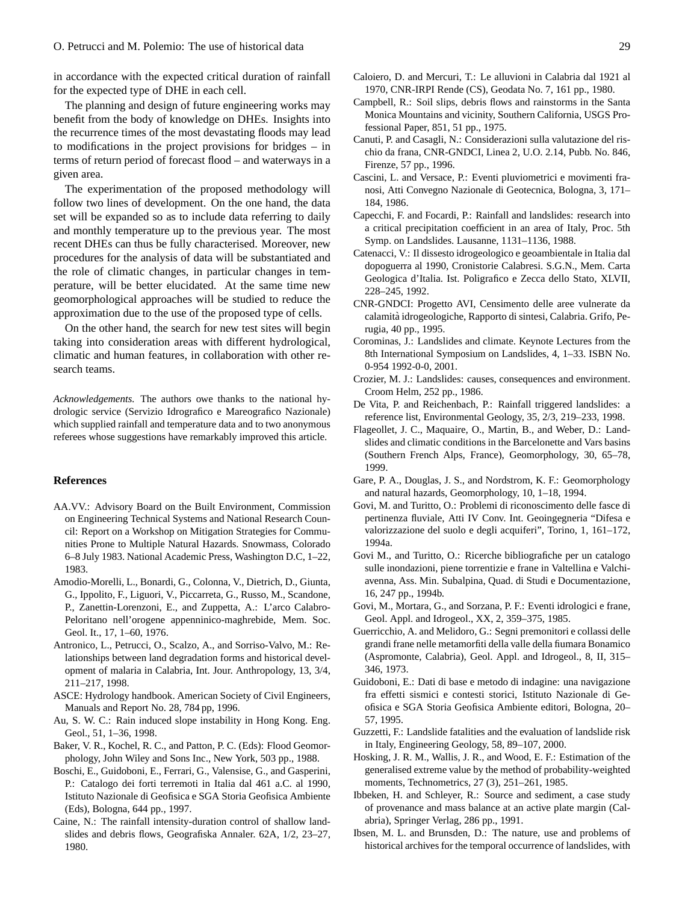in accordance with the expected critical duration of rainfall for the expected type of DHE in each cell.

The planning and design of future engineering works may benefit from the body of knowledge on DHEs. Insights into the recurrence times of the most devastating floods may lead to modifications in the project provisions for bridges – in terms of return period of forecast flood – and waterways in a given area.

The experimentation of the proposed methodology will follow two lines of development. On the one hand, the data set will be expanded so as to include data referring to daily and monthly temperature up to the previous year. The most recent DHEs can thus be fully characterised. Moreover, new procedures for the analysis of data will be substantiated and the role of climatic changes, in particular changes in temperature, will be better elucidated. At the same time new geomorphological approaches will be studied to reduce the approximation due to the use of the proposed type of cells.

On the other hand, the search for new test sites will begin taking into consideration areas with different hydrological, climatic and human features, in collaboration with other research teams.

*Acknowledgements.* The authors owe thanks to the national hydrologic service (Servizio Idrografico e Mareografico Nazionale) which supplied rainfall and temperature data and to two anonymous referees whose suggestions have remarkably improved this article.

## References

AA.VV.: Advisory Board on the Built Environment, Commission on Engineering Technical Systems and National Research Council: Report on a Workshop on Mitigation Strategies for Communities Prone to Multiple Natural Hazards. Snowmass, Colorado 6–8 July 1983. National Academic Press, Washington D.C, 1–22, 1983.

Amodio-Morelli, L., Bonardi, G., Colonna, V., Dietrich, D., Giunta, G., Ippolito, F., Liguori, V., Piccarreta, G., Russo, M., Scandone, P., Zanettin-Lorenzoni, E., and Zuppetta, A.: L'arco Calabro-Peloritano nell'orogene appenninico-maghrebide, Mem. Soc. Geol. It., 17, 1–60, 1976.

Antronico, L., Petrucci, O., Scalzo, A., and Sorriso-Valvo, M.: Relationships between land degradation forms and historical development of malaria in Calabria, Int. Jour. Anthropology, 13, 3/4, 211–217, 1998.

ASCE: Hydrology handbook. American Society of Civil Engineers, Manuals and Report No. 28, 784 pp, 1996.

Au, S. W. C.: Rain induced slope instability in Hong Kong. Eng. Geol., 51, 1–36, 1998.

Baker, V. R., Kochel, R. C., and Patton, P. C. (Eds): Flood Geomorphology, John Wiley and Sons Inc., New York, 503 pp., 1988.

Boschi, E., Guidoboni, E., Ferrari, G., Valensise, G., and Gasperini, P.: Catalogo dei forti terremoti in Italia dal 461 a.C. al 1990, Istituto Nazionale di Geofisica e SGA Storia Geofisica Ambiente (Eds), Bologna, 644 pp., 1997.

Caine, N.: The rainfall intensity-duration control of shallow landslides and debris flows, Geografiska Annaler. 62A, 1/2, 23–27, 1980.

Caloiero, D. and Mercuri, T.: Le alluvioni in Calabria dal 1921 al 1970, CNR-IRPI Rende (CS), Geodata No. 7, 161 pp., 1980.

Campbell, R.: Soil slips, debris flows and rainstorms in the Santa Monica Mountains and vicinity, Southern California, USGS Professional Paper, 851, 51 pp., 1975.

Canuti, P. and Casagli, N.: Considerazioni sulla valutazione del rischio da frana, CNR-GNDCI, Linea 2, U.O. 2.14, Pubb. No. 846, Firenze, 57 pp., 1996.

Cascini, L. and Versace, P.: Eventi pluviometrici e movimenti franosi, Atti Convegno Nazionale di Geotecnica, Bologna, 3, 171–184, 1986.

Capecchi, F. and Focardi, P.: Rainfall and landslides: research into a critical precipitation coefficient in an area of Italy, Proc. 5th Symp. on Landslides. Lausanne, 1131–1136, 1988.

Catenacci, V.: Il dissesto idrogeologico e geoambientale in Italia dal dopoguerra al 1990, Cronistorie Calabresi. S.G.N., Mem. Carta Geologica d'Italia. Ist. Poligrafico e Zecca dello Stato, XLVII, 228–245, 1992.

CNR-GNDCI: Progetto AVI, Censimento delle aree vulnerate da calamità idrogeologiche, Rapporto di sintesi, Calabria. Grifo, Perugia, 40 pp., 1995.

Corominas, J.: Landslides and climate. Keynote Lectures from the 8th International Symposium on Landslides, 4, 1–33. ISBN No. 0-954 1992-0-0, 2001.

Crozier, M. J.: Landslides: causes, consequences and environment. Croom Helm, 252 pp., 1986.

De Vita, P. and Reichenbach, P.: Rainfall triggered landslides: a reference list, Environmental Geology, 35, 2/3, 219–233, 1998.

Flageollet, J. C., Maquaire, O., Martin, B., and Weber, D.: Landslides and climatic conditions in the Barcelonette and Vars basins (Southern French Alps, France), Geomorphology, 30, 65–78, 1999.

Gare, P. A., Douglas, J. S., and Nordstrom, K. F.: Geomorphology and natural hazards, Geomorphology, 10, 1–18, 1994.

Govi, M. and Turitto, O.: Problemi di riconoscimento delle fasce di pertinenza fluviale, Atti IV Conv. Int. Geoingegneria "Difesa e valorizzazione del suolo e degli acquiferi", Torino, 1, 161–172, 1994a.

Govi M., and Turitto, O.: Ricerche bibliografiche per un catalogo sulle inondazioni, piene torrentizie e frane in Valtellina e Valchiavenna, Ass. Min. Subalpina, Quad. di Studi e Documentazione, 16, 247 pp., 1994b.

Govi, M., Mortara, G., and Sorzana, P. F.: Eventi idrologici e frane, Geol. Appl. and Idrogeol., XX, 2, 359–375, 1985.

Guerricchio, A. and Melidoro, G.: Segni premonitori e collassi delle grandi frane nelle metamorfiti della valle della fiumara Bonamico (Aspromonte, Calabria), Geol. Appl. and Idrogeol., 8, II, 315–346, 1973.

Guidoboni, E.: Dati di base e metodo di indagine: una navigazione fra effetti sismici e contesti storici, Istituto Nazionale di Geofisica e SGA Storia Geofisica Ambiente editori, Bologna, 20–57, 1995.

Guzzetti, F.: Landslide fatalities and the evaluation of landslide risk in Italy, Engineering Geology, 58, 89–107, 2000.

Hosking, J. R. M., Wallis, J. R., and Wood, E. F.: Estimation of the generalised extreme value by the method of probability-weighted moments, Technometrics, 27 (3), 251–261, 1985.

Ibbeken, H. and Schleyer, R.: Source and sediment, a case study of provenance and mass balance at an active plate margin (Calabria), Springer Verlag, 286 pp., 1991.

Ibsen, M. L. and Brunsden, D.: The nature, use and problems of historical archives for the temporal occurrence of landslides, with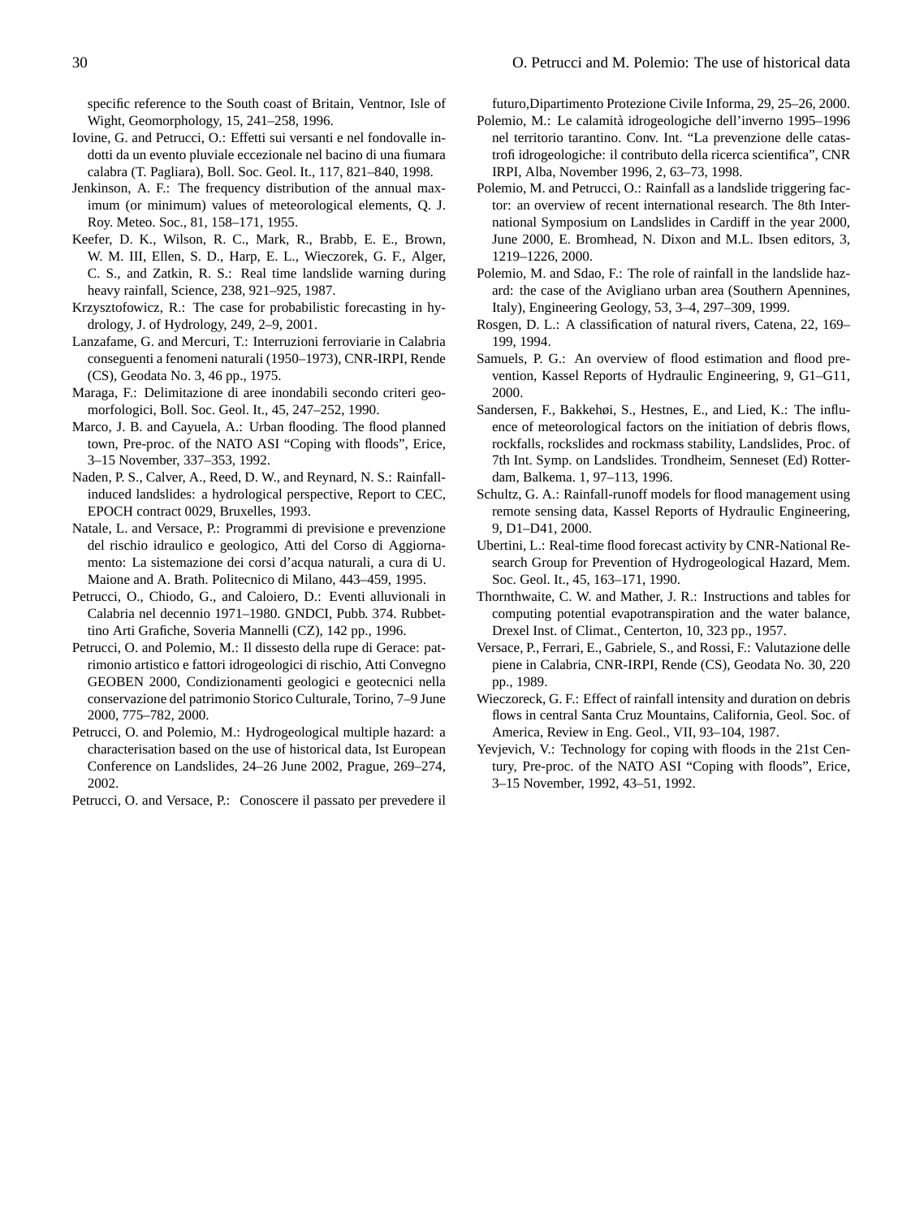specific reference to the South coast of Britain, Ventnor, Isle of Wight, Geomorphology, 15, 241–258, 1996.

Iovine, G. and Petrucci, O.: Effetti sui versanti e nel fondovalle indotti da un evento pluviale eccezionale nel bacino di una fiumara calabra (T. Pagliara), Boll. Soc. Geol. It., 117, 821–840, 1998.

Jenkinson, A. F.: The frequency distribution of the annual maximum (or minimum) values of meteorological elements, Q. J. Roy. Meteo. Soc., 81, 158–171, 1955.

Keefer, D. K., Wilson, R. C., Mark, R., Brabb, E. E., Brown, W. M. III, Ellen, S. D., Harp, E. L., Wieczorek, G. F., Alger, C. S., and Zatkin, R. S.: Real time landslide warning during heavy rainfall, Science, 238, 921–925, 1987.

Krzysztofowicz, R.: The case for probabilistic forecasting in hydrology, J. of Hydrology, 249, 2–9, 2001.

Lanzafame, G. and Mercuri, T.: Interruzioni ferroviarie in Calabria conseguenti a fenomeni naturali (1950–1973), CNR-IRPI, Rende (CS), Geodata No. 3, 46 pp., 1975.

Maraga, F.: Delimitazione di aree inondabili secondo criteri geomorfologici, Boll. Soc. Geol. It., 45, 247–252, 1990.

Marco, J. B. and Cayuela, A.: Urban flooding. The flood planned town, Pre-proc. of the NATO ASI "Coping with floods", Erice, 3–15 November, 337–353, 1992.

Naden, P. S., Calver, A., Reed, D. W., and Reynard, N. S.: Rainfall-induced landslides: a hydrological perspective, Report to CEC, EPOCH contract 0029, Bruxelles, 1993.

Natale, L. and Versace, P.: Programmi di previsione e prevenzione del rischio idraulico e geologico, Atti del Corso di Aggiornamento: La sistemazione dei corsi d'acqua naturali, a cura di U. Maione and A. Brath. Politecnico di Milano, 443–459, 1995.

Petrucci, O., Chiodo, G., and Caloiero, D.: Eventi alluvionali in Calabria nel decennio 1971–1980. GNDCI, Pubb. 374. Rubbettino Arti Grafiche, Soveria Mannelli (CZ), 142 pp., 1996.

Petrucci, O. and Polemio, M.: Il dissesto della rupe di Gerace: patrimonio artistico e fattori idrogeologici di rischio, Atti Convegno GEOBEN 2000, Condizionamenti geologici e geotecnici nella conservazione del patrimonio Storico Culturale, Torino, 7–9 June 2000, 775–782, 2000.

Petrucci, O. and Polemio, M.: Hydrogeological multiple hazard: a characterisation based on the use of historical data, Ist European Conference on Landslides, 24–26 June 2002, Prague, 269–274, 2002.

Petrucci, O. and Versace, P.: Conoscere il passato per prevedere il futuro,Dipartimento Protezione Civile Informa, 29, 25–26, 2000.

Polemio, M.: Le calamità idrogeologiche dell'inverno 1995–1996 nel territorio tarantino. Conv. Int. "La prevenzione delle catastrofi idrogeologiche: il contributo della ricerca scientifica", CNR IRPI, Alba, November 1996, 2, 63–73, 1998.

Polemio, M. and Petrucci, O.: Rainfall as a landslide triggering factor: an overview of recent international research. The 8th International Symposium on Landslides in Cardiff in the year 2000, June 2000, E. Bromhead, N. Dixon and M.L. Ibsen editors, 3, 1219–1226, 2000.

Polemio, M. and Sdao, F.: The role of rainfall in the landslide hazard: the case of the Avigliano urban area (Southern Apennines, Italy), Engineering Geology, 53, 3–4, 297–309, 1999.

Rosgen, D. L.: A classification of natural rivers, Catena, 22, 169–199, 1994.

Samuels, P. G.: An overview of flood estimation and flood prevention, Kassel Reports of Hydraulic Engineering, 9, G1–G11, 2000.

Sandersen, F., Bakkehøi, S., Hestnes, E., and Lied, K.: The influence of meteorological factors on the initiation of debris flows, rockfalls, rockslides and rockmass stability, Landslides, Proc. of 7th Int. Symp. on Landslides. Trondheim, Senneset (Ed) Rotterdam, Balkema. 1, 97–113, 1996.

Schultz, G. A.: Rainfall-runoff models for flood management using remote sensing data, Kassel Reports of Hydraulic Engineering, 9, D1–D41, 2000.

Ubertini, L.: Real-time flood forecast activity by CNR-National Research Group for Prevention of Hydrogeological Hazard, Mem. Soc. Geol. It., 45, 163–171, 1990.

Thornthwaite, C. W. and Mather, J. R.: Instructions and tables for computing potential evapotranspiration and the water balance, Drexel Inst. of Climat., Centerton, 10, 323 pp., 1957.

Versace, P., Ferrari, E., Gabriele, S., and Rossi, F.: Valutazione delle piene in Calabria, CNR-IRPI, Rende (CS), Geodata No. 30, 220 pp., 1989.

Wieczoreck, G. F.: Effect of rainfall intensity and duration on debris flows in central Santa Cruz Mountains, California, Geol. Soc. of America, Review in Eng. Geol., VII, 93–104, 1987.

Yevjevich, V.: Technology for coping with floods in the 21st Century, Pre-proc. of the NATO ASI "Coping with floods", Erice, 3–15 November, 1992, 43–51, 1992.